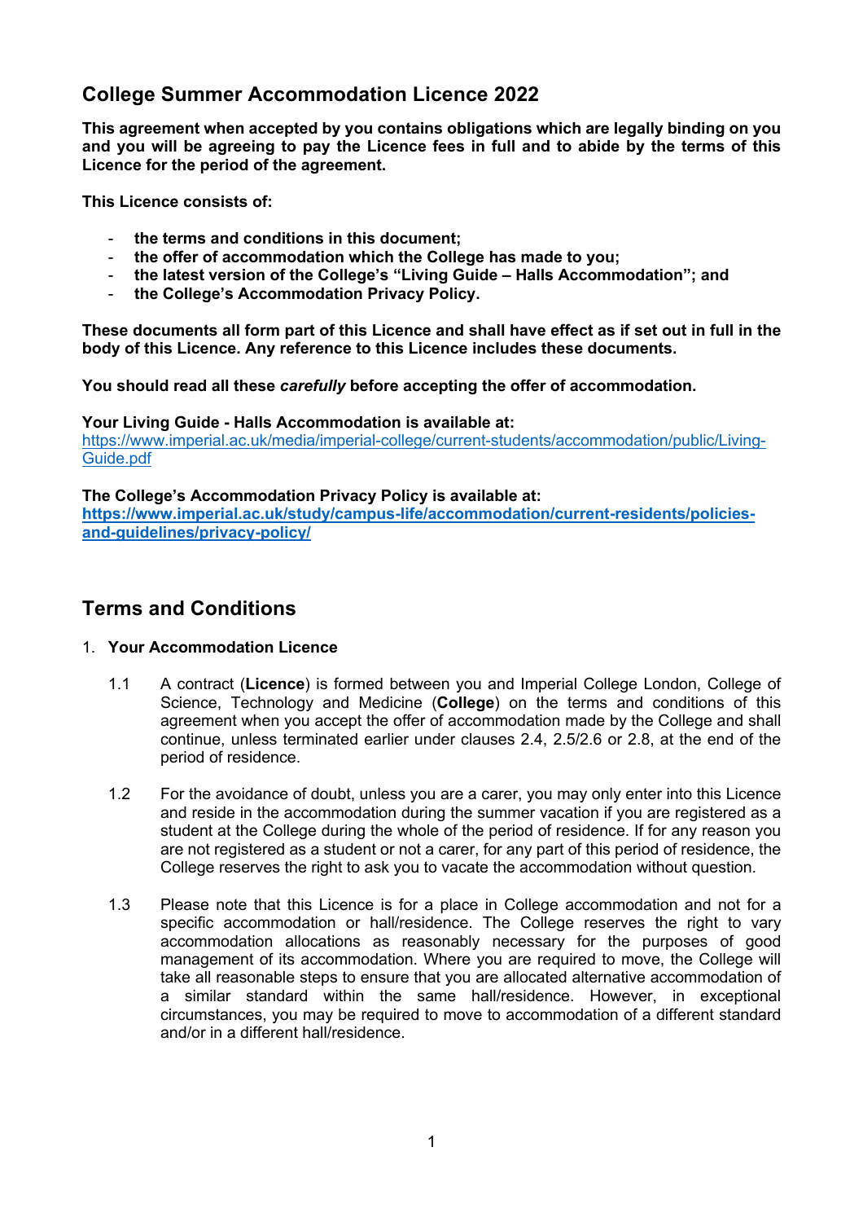# College Summer Accommodation Licence 2022

**This agreement when accepted by you contains obligations which are legally binding on you and you will be agreeing to pay the Licence fees in full and to abide by the terms of this Licence for the period of the agreement.**

**This Licence consists of:**

- **the terms and conditions in this document;**
- **the offer of accommodation which the College has made to you;**
- **the latest version of the College's "Living Guide – Halls Accommodation"; and**
- **the College's Accommodation Privacy Policy.**

**These documents all form part of this Licence and shall have effect as if set out in full in the body of this Licence. Any reference to this Licence includes these documents.**

**You should read all these *carefully* before accepting the offer of accommodation.**

**Your Living Guide - Halls Accommodation is available at:**
[https://www.imperial.ac.uk/media/imperial-college/current-students/accommodation/public/Living-Guide.pdf](https://www.imperial.ac.uk/media/imperial-college/current-students/accommodation/public/Living-Guide.pdf)

**The College's Accommodation Privacy Policy is available at:**
**[https://www.imperial.ac.uk/study/campus-life/accommodation/current-residents/policies-and-guidelines/privacy-policy/](https://www.imperial.ac.uk/study/campus-life/accommodation/current-residents/policies-and-guidelines/privacy-policy/)**

## Terms and Conditions

1. **Your Accommodation Licence**

1.1 A contract (**Licence**) is formed between you and Imperial College London, College of Science, Technology and Medicine (**College**) on the terms and conditions of this agreement when you accept the offer of accommodation made by the College and shall continue, unless terminated earlier under clauses 2.4, 2.5/2.6 or 2.8, at the end of the period of residence.

1.2 For the avoidance of doubt, unless you are a carer, you may only enter into this Licence and reside in the accommodation during the summer vacation if you are registered as a student at the College during the whole of the period of residence. If for any reason you are not registered as a student or not a carer, for any part of this period of residence, the College reserves the right to ask you to vacate the accommodation without question.

1.3 Please note that this Licence is for a place in College accommodation and not for a specific accommodation or hall/residence. The College reserves the right to vary accommodation allocations as reasonably necessary for the purposes of good management of its accommodation. Where you are required to move, the College will take all reasonable steps to ensure that you are allocated alternative accommodation of a similar standard within the same hall/residence. However, in exceptional circumstances, you may be required to move to accommodation of a different standard and/or in a different hall/residence.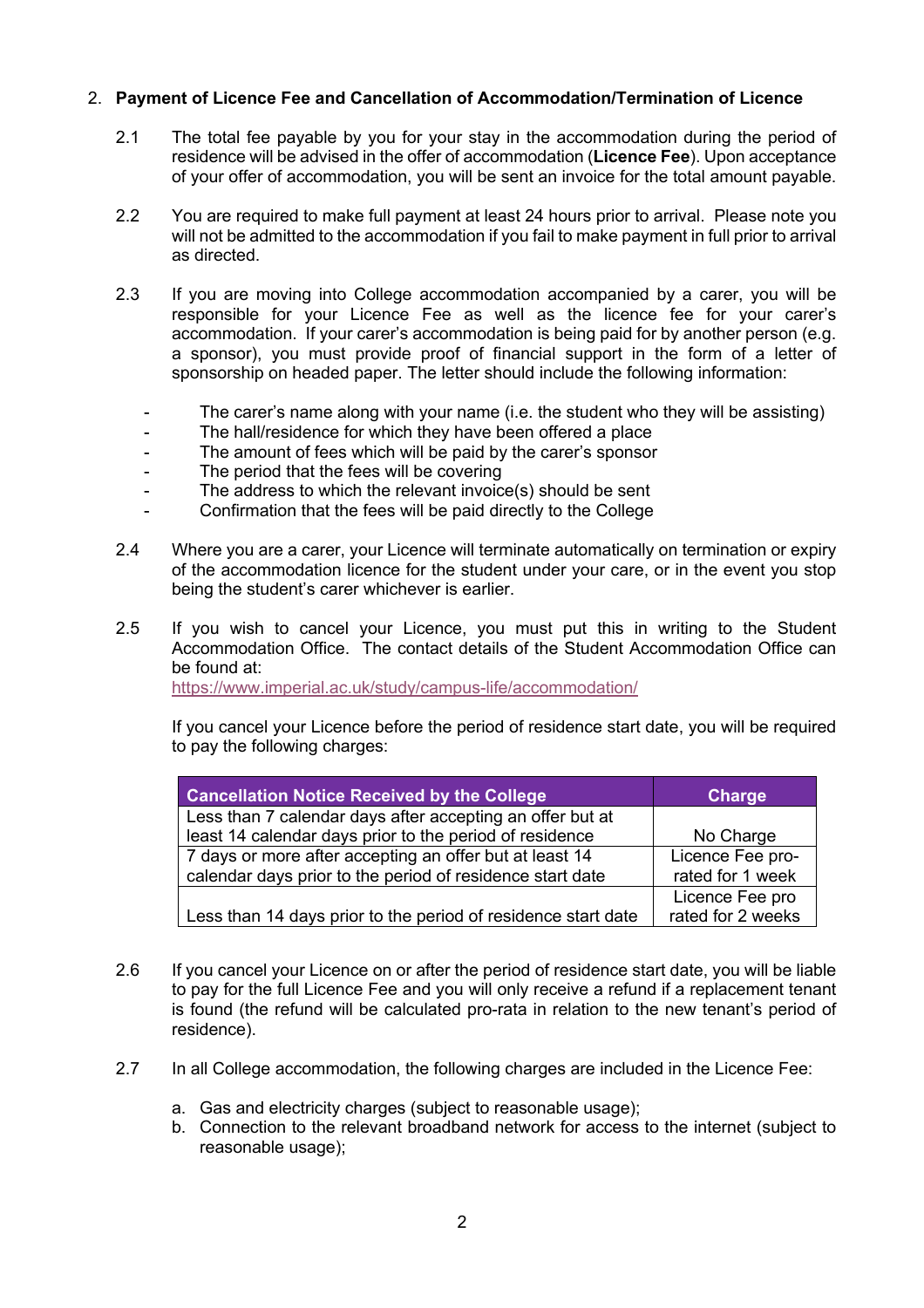## 2. **Payment of Licence Fee and Cancellation of Accommodation/Termination of Licence**

2.1 The total fee payable by you for your stay in the accommodation during the period of residence will be advised in the offer of accommodation (**Licence Fee**). Upon acceptance of your offer of accommodation, you will be sent an invoice for the total amount payable.

2.2 You are required to make full payment at least 24 hours prior to arrival. Please note you will not be admitted to the accommodation if you fail to make payment in full prior to arrival as directed.

2.3 If you are moving into College accommodation accompanied by a carer, you will be responsible for your Licence Fee as well as the licence fee for your carer's accommodation. If your carer's accommodation is being paid for by another person (e.g. a sponsor), you must provide proof of financial support in the form of a letter of sponsorship on headed paper. The letter should include the following information:

- The carer's name along with your name (i.e. the student who they will be assisting)
- The hall/residence for which they have been offered a place
- The amount of fees which will be paid by the carer's sponsor
- The period that the fees will be covering
- The address to which the relevant invoice(s) should be sent
- Confirmation that the fees will be paid directly to the College

2.4 Where you are a carer, your Licence will terminate automatically on termination or expiry of the accommodation licence for the student under your care, or in the event you stop being the student's carer whichever is earlier.

2.5 If you wish to cancel your Licence, you must put this in writing to the Student Accommodation Office. The contact details of the Student Accommodation Office can be found at:
https://www.imperial.ac.uk/study/campus-life/accommodation/

If you cancel your Licence before the period of residence start date, you will be required to pay the following charges:

| Cancellation Notice Received by the College | Charge |
| --- | --- |
| Less than 7 calendar days after accepting an offer but at least 14 calendar days prior to the period of residence | No Charge |
| 7 days or more after accepting an offer but at least 14 calendar days prior to the period of residence start date | Licence Fee pro-rated for 1 week |
| Less than 14 days prior to the period of residence start date | Licence Fee pro rated for 2 weeks |

2.6 If you cancel your Licence on or after the period of residence start date, you will be liable to pay for the full Licence Fee and you will only receive a refund if a replacement tenant is found (the refund will be calculated pro-rata in relation to the new tenant's period of residence).

2.7 In all College accommodation, the following charges are included in the Licence Fee:

a. Gas and electricity charges (subject to reasonable usage);
b. Connection to the relevant broadband network for access to the internet (subject to reasonable usage);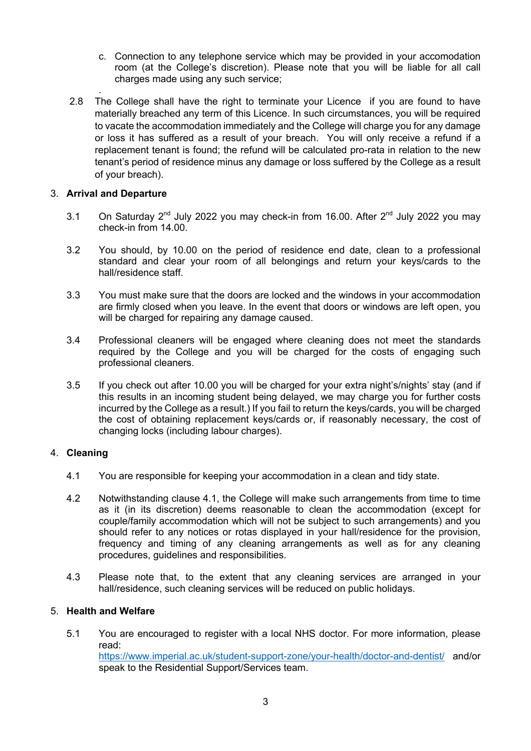c. Connection to any telephone service which may be provided in your accomodation room (at the College's discretion). Please note that you will be liable for all call charges made using any such service;

.

2.8 The College shall have the right to terminate your Licence if you are found to have materially breached any term of this Licence. In such circumstances, you will be required to vacate the accommodation immediately and the College will charge you for any damage or loss it has suffered as a result of your breach. You will only receive a refund if a replacement tenant is found; the refund will be calculated pro-rata in relation to the new tenant's period of residence minus any damage or loss suffered by the College as a result of your breach).

3. **Arrival and Departure**

3.1 On Saturday 2nd July 2022 you may check-in from 16.00. After 2nd July 2022 you may check-in from 14.00.

3.2 You should, by 10.00 on the period of residence end date, clean to a professional standard and clear your room of all belongings and return your keys/cards to the hall/residence staff.

3.3 You must make sure that the doors are locked and the windows in your accommodation are firmly closed when you leave. In the event that doors or windows are left open, you will be charged for repairing any damage caused.

3.4 Professional cleaners will be engaged where cleaning does not meet the standards required by the College and you will be charged for the costs of engaging such professional cleaners.

3.5 If you check out after 10.00 you will be charged for your extra night's/nights' stay (and if this results in an incoming student being delayed, we may charge you for further costs incurred by the College as a result.) If you fail to return the keys/cards, you will be charged the cost of obtaining replacement keys/cards or, if reasonably necessary, the cost of changing locks (including labour charges).

4. **Cleaning**

4.1 You are responsible for keeping your accommodation in a clean and tidy state.

4.2 Notwithstanding clause 4.1, the College will make such arrangements from time to time as it (in its discretion) deems reasonable to clean the accommodation (except for couple/family accommodation which will not be subject to such arrangements) and you should refer to any notices or rotas displayed in your hall/residence for the provision, frequency and timing of any cleaning arrangements as well as for any cleaning procedures, guidelines and responsibilities.

4.3 Please note that, to the extent that any cleaning services are arranged in your hall/residence, such cleaning services will be reduced on public holidays.

5. **Health and Welfare**

5.1 You are encouraged to register with a local NHS doctor. For more information, please read: [https://www.imperial.ac.uk/student-support-zone/your-health/doctor-and-dentist/](https://www.imperial.ac.uk/student-support-zone/your-health/doctor-and-dentist/) and/or speak to the Residential Support/Services team.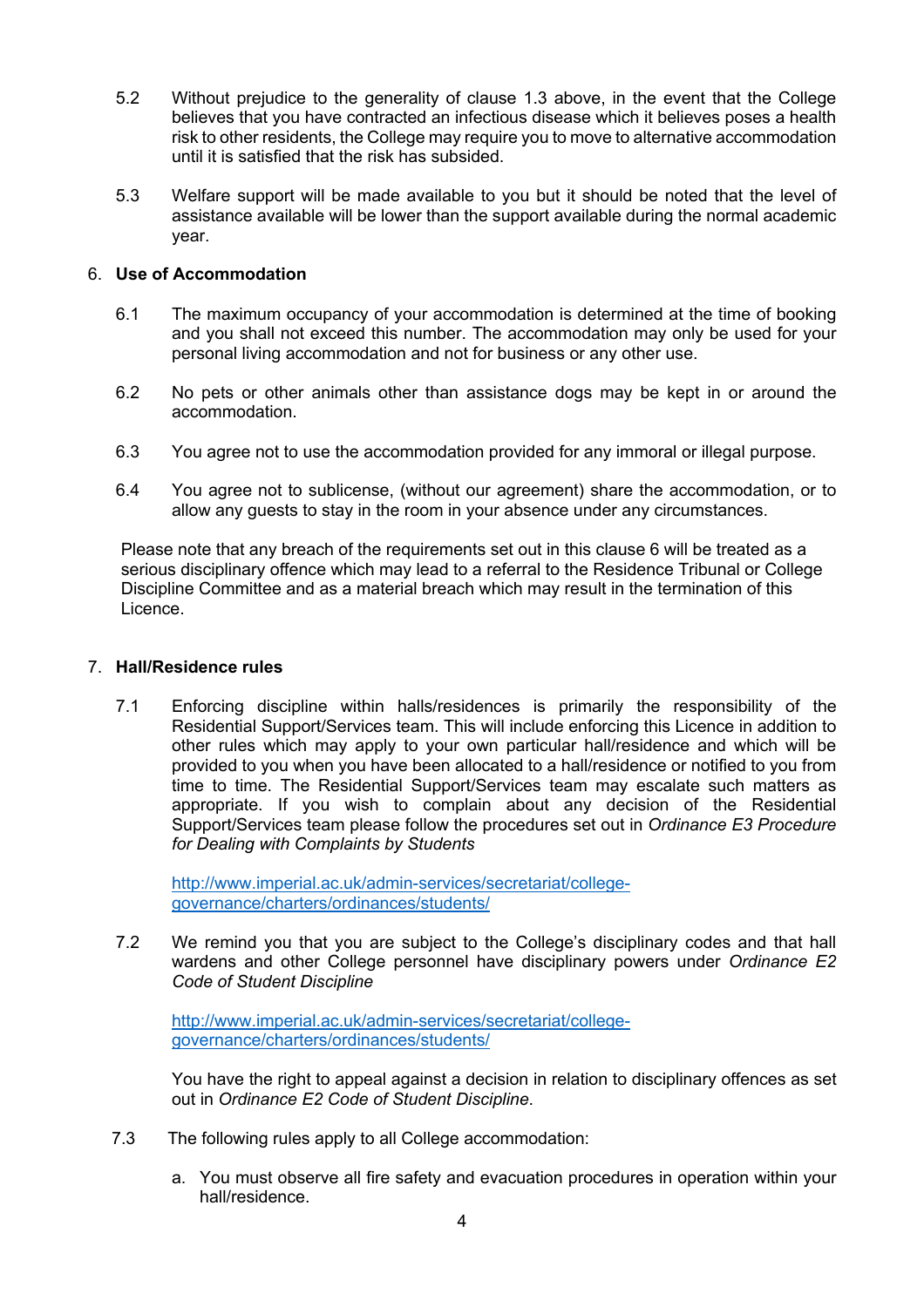5.2 Without prejudice to the generality of clause 1.3 above, in the event that the College believes that you have contracted an infectious disease which it believes poses a health risk to other residents, the College may require you to move to alternative accommodation until it is satisfied that the risk has subsided.

5.3 Welfare support will be made available to you but it should be noted that the level of assistance available will be lower than the support available during the normal academic year.

## 6. Use of Accommodation

6.1 The maximum occupancy of your accommodation is determined at the time of booking and you shall not exceed this number. The accommodation may only be used for your personal living accommodation and not for business or any other use.

6.2 No pets or other animals other than assistance dogs may be kept in or around the accommodation.

6.3 You agree not to use the accommodation provided for any immoral or illegal purpose.

6.4 You agree not to sublicense, (without our agreement) share the accommodation, or to allow any guests to stay in the room in your absence under any circumstances.

Please note that any breach of the requirements set out in this clause 6 will be treated as a serious disciplinary offence which may lead to a referral to the Residence Tribunal or College Discipline Committee and as a material breach which may result in the termination of this Licence.

## 7. Hall/Residence rules

7.1 Enforcing discipline within halls/residences is primarily the responsibility of the Residential Support/Services team. This will include enforcing this Licence in addition to other rules which may apply to your own particular hall/residence and which will be provided to you when you have been allocated to a hall/residence or notified to you from time to time. The Residential Support/Services team may escalate such matters as appropriate. If you wish to complain about any decision of the Residential Support/Services team please follow the procedures set out in *Ordinance E3 Procedure for Dealing with Complaints by Students*

[http://www.imperial.ac.uk/admin-services/secretariat/college-governance/charters/ordinances/students/](http://www.imperial.ac.uk/admin-services/secretariat/college-governance/charters/ordinances/students/)

7.2 We remind you that you are subject to the College's disciplinary codes and that hall wardens and other College personnel have disciplinary powers under *Ordinance E2 Code of Student Discipline*

[http://www.imperial.ac.uk/admin-services/secretariat/college-governance/charters/ordinances/students/](http://www.imperial.ac.uk/admin-services/secretariat/college-governance/charters/ordinances/students/)

You have the right to appeal against a decision in relation to disciplinary offences as set out in *Ordinance E2 Code of Student Discipline*.

7.3 The following rules apply to all College accommodation:

a. You must observe all fire safety and evacuation procedures in operation within your hall/residence.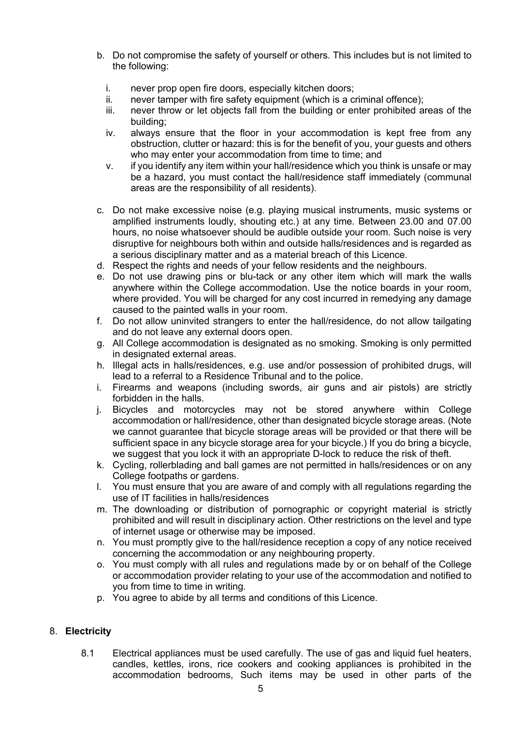b. Do not compromise the safety of yourself or others. This includes but is not limited to the following:

   i. never prop open fire doors, especially kitchen doors;
   ii. never tamper with fire safety equipment (which is a criminal offence);
   iii. never throw or let objects fall from the building or enter prohibited areas of the building;
   iv. always ensure that the floor in your accommodation is kept free from any obstruction, clutter or hazard: this is for the benefit of you, your guests and others who may enter your accommodation from time to time; and
   v. if you identify any item within your hall/residence which you think is unsafe or may be a hazard, you must contact the hall/residence staff immediately (communal areas are the responsibility of all residents).

c. Do not make excessive noise (e.g. playing musical instruments, music systems or amplified instruments loudly, shouting etc.) at any time. Between 23.00 and 07.00 hours, no noise whatsoever should be audible outside your room. Such noise is very disruptive for neighbours both within and outside halls/residences and is regarded as a serious disciplinary matter and as a material breach of this Licence.
d. Respect the rights and needs of your fellow residents and the neighbours.
e. Do not use drawing pins or blu-tack or any other item which will mark the walls anywhere within the College accommodation. Use the notice boards in your room, where provided. You will be charged for any cost incurred in remedying any damage caused to the painted walls in your room.
f. Do not allow uninvited strangers to enter the hall/residence, do not allow tailgating and do not leave any external doors open.
g. All College accommodation is designated as no smoking. Smoking is only permitted in designated external areas.
h. Illegal acts in halls/residences, e.g. use and/or possession of prohibited drugs, will lead to a referral to a Residence Tribunal and to the police.
i. Firearms and weapons (including swords, air guns and air pistols) are strictly forbidden in the halls.
j. Bicycles and motorcycles may not be stored anywhere within College accommodation or hall/residence, other than designated bicycle storage areas. (Note we cannot guarantee that bicycle storage areas will be provided or that there will be sufficient space in any bicycle storage area for your bicycle.) If you do bring a bicycle, we suggest that you lock it with an appropriate D-lock to reduce the risk of theft.
k. Cycling, rollerblading and ball games are not permitted in halls/residences or on any College footpaths or gardens.
l. You must ensure that you are aware of and comply with all regulations regarding the use of IT facilities in halls/residences
m. The downloading or distribution of pornographic or copyright material is strictly prohibited and will result in disciplinary action. Other restrictions on the level and type of internet usage or otherwise may be imposed.
n. You must promptly give to the hall/residence reception a copy of any notice received concerning the accommodation or any neighbouring property.
o. You must comply with all rules and regulations made by or on behalf of the College or accommodation provider relating to your use of the accommodation and notified to you from time to time in writing.
p. You agree to abide by all terms and conditions of this Licence.

## 8. **Electricity**

8.1 Electrical appliances must be used carefully. The use of gas and liquid fuel heaters, candles, kettles, irons, rice cookers and cooking appliances is prohibited in the accommodation bedrooms, Such items may be used in other parts of the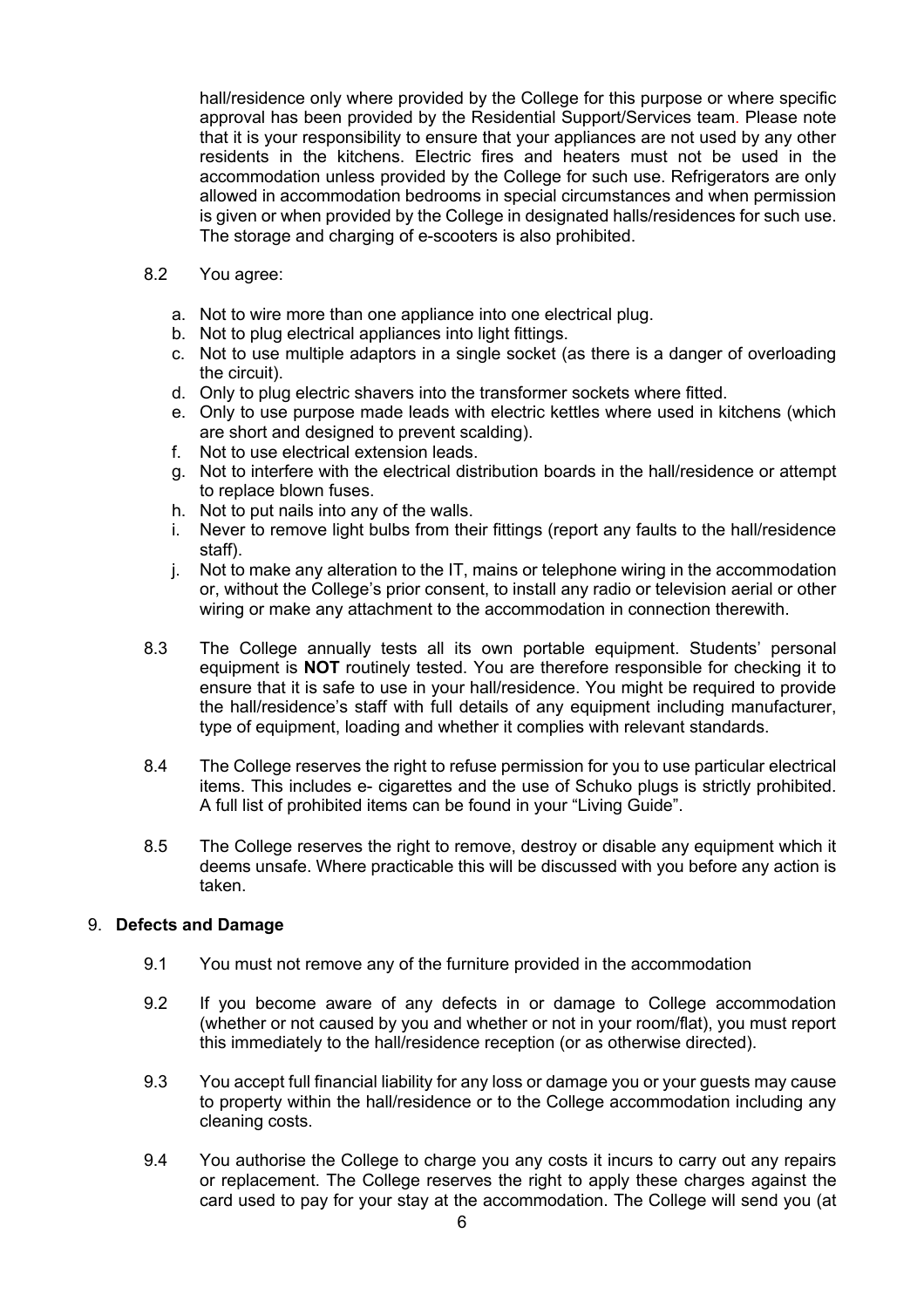hall/residence only where provided by the College for this purpose or where specific approval has been provided by the Residential Support/Services team. Please note that it is your responsibility to ensure that your appliances are not used by any other residents in the kitchens. Electric fires and heaters must not be used in the accommodation unless provided by the College for such use. Refrigerators are only allowed in accommodation bedrooms in special circumstances and when permission is given or when provided by the College in designated halls/residences for such use. The storage and charging of e-scooters is also prohibited.

8.2 You agree:

a. Not to wire more than one appliance into one electrical plug.
b. Not to plug electrical appliances into light fittings.
c. Not to use multiple adaptors in a single socket (as there is a danger of overloading the circuit).
d. Only to plug electric shavers into the transformer sockets where fitted.
e. Only to use purpose made leads with electric kettles where used in kitchens (which are short and designed to prevent scalding).
f. Not to use electrical extension leads.
g. Not to interfere with the electrical distribution boards in the hall/residence or attempt to replace blown fuses.
h. Not to put nails into any of the walls.
i. Never to remove light bulbs from their fittings (report any faults to the hall/residence staff).
j. Not to make any alteration to the IT, mains or telephone wiring in the accommodation or, without the College's prior consent, to install any radio or television aerial or other wiring or make any attachment to the accommodation in connection therewith.

8.3 The College annually tests all its own portable equipment. Students' personal equipment is **NOT** routinely tested. You are therefore responsible for checking it to ensure that it is safe to use in your hall/residence. You might be required to provide the hall/residence's staff with full details of any equipment including manufacturer, type of equipment, loading and whether it complies with relevant standards.

8.4 The College reserves the right to refuse permission for you to use particular electrical items. This includes e- cigarettes and the use of Schuko plugs is strictly prohibited. A full list of prohibited items can be found in your "Living Guide".

8.5 The College reserves the right to remove, destroy or disable any equipment which it deems unsafe. Where practicable this will be discussed with you before any action is taken.

## 9. Defects and Damage

9.1 You must not remove any of the furniture provided in the accommodation

9.2 If you become aware of any defects in or damage to College accommodation (whether or not caused by you and whether or not in your room/flat), you must report this immediately to the hall/residence reception (or as otherwise directed).

9.3 You accept full financial liability for any loss or damage you or your guests may cause to property within the hall/residence or to the College accommodation including any cleaning costs.

9.4 You authorise the College to charge you any costs it incurs to carry out any repairs or replacement. The College reserves the right to apply these charges against the card used to pay for your stay at the accommodation. The College will send you (at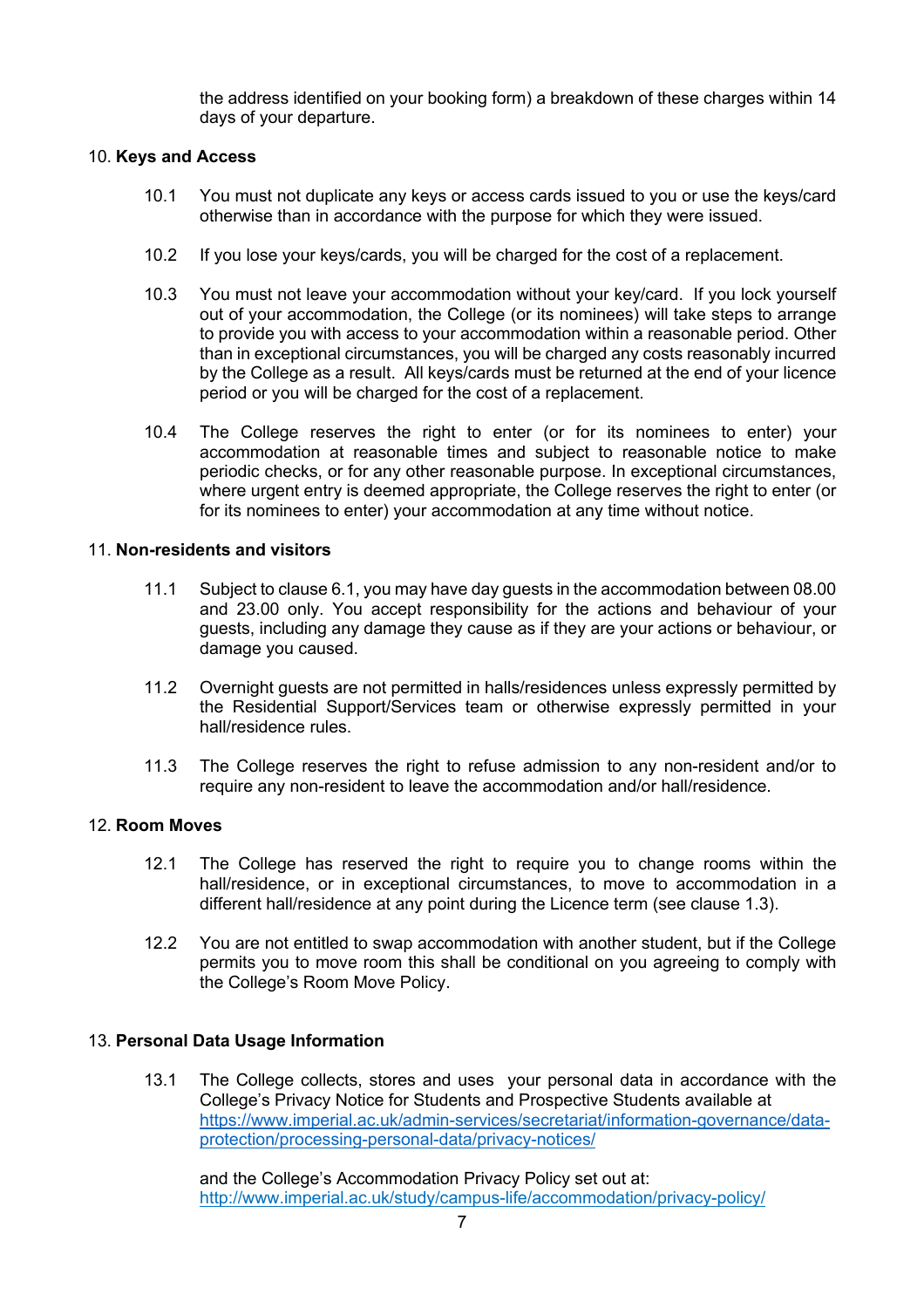the address identified on your booking form) a breakdown of these charges within 14 days of your departure.

10. **Keys and Access**

10.1 You must not duplicate any keys or access cards issued to you or use the keys/card otherwise than in accordance with the purpose for which they were issued.

10.2 If you lose your keys/cards, you will be charged for the cost of a replacement.

10.3 You must not leave your accommodation without your key/card. If you lock yourself out of your accommodation, the College (or its nominees) will take steps to arrange to provide you with access to your accommodation within a reasonable period. Other than in exceptional circumstances, you will be charged any costs reasonably incurred by the College as a result. All keys/cards must be returned at the end of your licence period or you will be charged for the cost of a replacement.

10.4 The College reserves the right to enter (or for its nominees to enter) your accommodation at reasonable times and subject to reasonable notice to make periodic checks, or for any other reasonable purpose. In exceptional circumstances, where urgent entry is deemed appropriate, the College reserves the right to enter (or for its nominees to enter) your accommodation at any time without notice.

11. **Non-residents and visitors**

11.1 Subject to clause 6.1, you may have day guests in the accommodation between 08.00 and 23.00 only. You accept responsibility for the actions and behaviour of your guests, including any damage they cause as if they are your actions or behaviour, or damage you caused.

11.2 Overnight guests are not permitted in halls/residences unless expressly permitted by the Residential Support/Services team or otherwise expressly permitted in your hall/residence rules.

11.3 The College reserves the right to refuse admission to any non-resident and/or to require any non-resident to leave the accommodation and/or hall/residence.

12. **Room Moves**

12.1 The College has reserved the right to require you to change rooms within the hall/residence, or in exceptional circumstances, to move to accommodation in a different hall/residence at any point during the Licence term (see clause 1.3).

12.2 You are not entitled to swap accommodation with another student, but if the College permits you to move room this shall be conditional on you agreeing to comply with the College's Room Move Policy.

13. **Personal Data Usage Information**

13.1 The College collects, stores and uses your personal data in accordance with the College's Privacy Notice for Students and Prospective Students available at [https://www.imperial.ac.uk/admin-services/secretariat/information-governance/data-protection/processing-personal-data/privacy-notices/](https://www.imperial.ac.uk/admin-services/secretariat/information-governance/data-protection/processing-personal-data/privacy-notices/)

and the College's Accommodation Privacy Policy set out at: [http://www.imperial.ac.uk/study/campus-life/accommodation/privacy-policy/](http://www.imperial.ac.uk/study/campus-life/accommodation/privacy-policy/)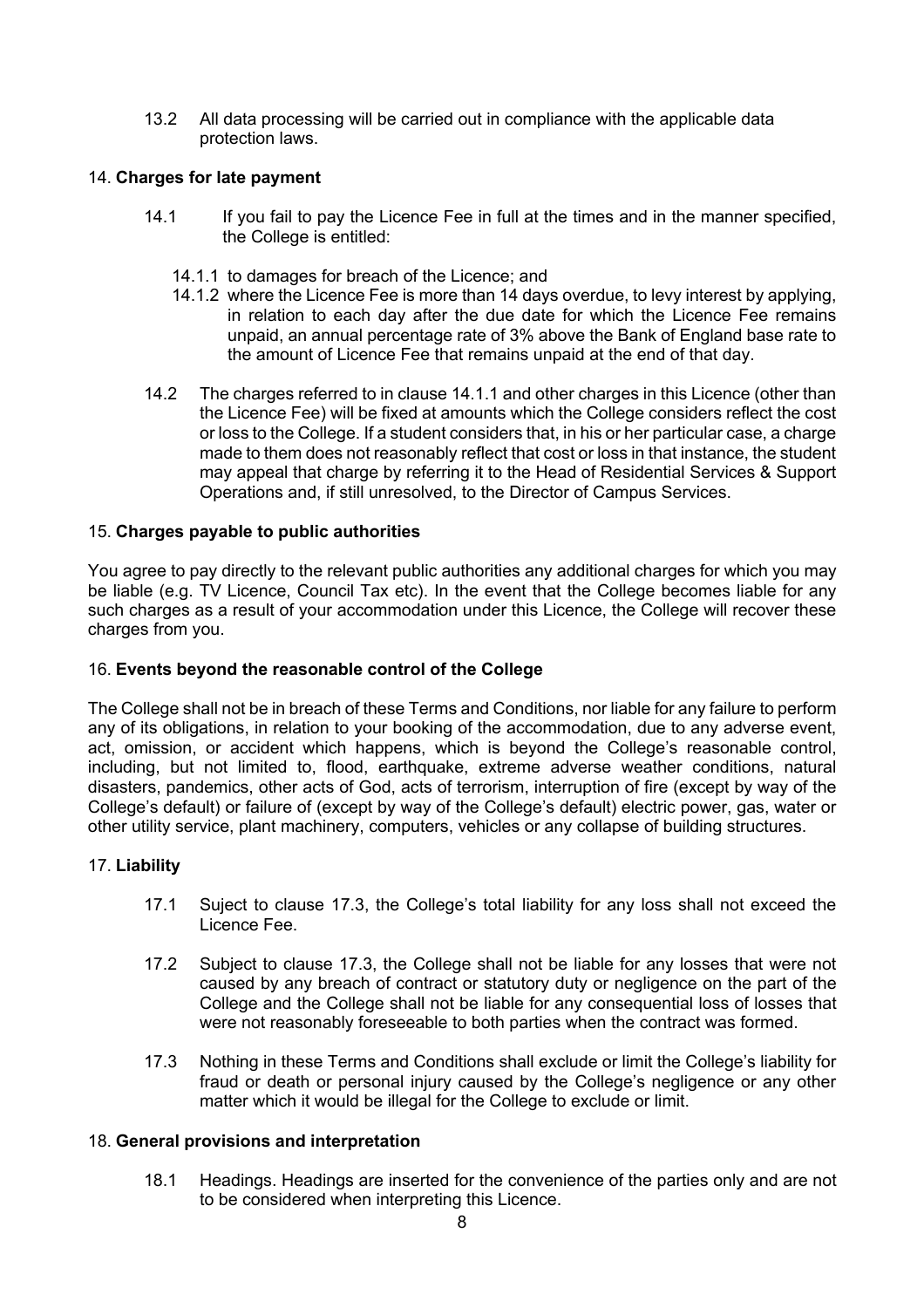13.2 All data processing will be carried out in compliance with the applicable data protection laws.

## 14. **Charges for late payment**

14.1 If you fail to pay the Licence Fee in full at the times and in the manner specified, the College is entitled:

14.1.1 to damages for breach of the Licence; and

14.1.2 where the Licence Fee is more than 14 days overdue, to levy interest by applying, in relation to each day after the due date for which the Licence Fee remains unpaid, an annual percentage rate of 3% above the Bank of England base rate to the amount of Licence Fee that remains unpaid at the end of that day.

14.2 The charges referred to in clause 14.1.1 and other charges in this Licence (other than the Licence Fee) will be fixed at amounts which the College considers reflect the cost or loss to the College. If a student considers that, in his or her particular case, a charge made to them does not reasonably reflect that cost or loss in that instance, the student may appeal that charge by referring it to the Head of Residential Services & Support Operations and, if still unresolved, to the Director of Campus Services.

## 15. **Charges payable to public authorities**

You agree to pay directly to the relevant public authorities any additional charges for which you may be liable (e.g. TV Licence, Council Tax etc). In the event that the College becomes liable for any such charges as a result of your accommodation under this Licence, the College will recover these charges from you.

## 16. **Events beyond the reasonable control of the College**

The College shall not be in breach of these Terms and Conditions, nor liable for any failure to perform any of its obligations, in relation to your booking of the accommodation, due to any adverse event, act, omission, or accident which happens, which is beyond the College's reasonable control, including, but not limited to, flood, earthquake, extreme adverse weather conditions, natural disasters, pandemics, other acts of God, acts of terrorism, interruption of fire (except by way of the College's default) or failure of (except by way of the College's default) electric power, gas, water or other utility service, plant machinery, computers, vehicles or any collapse of building structures.

## 17. **Liability**

17.1 Suject to clause 17.3, the College's total liability for any loss shall not exceed the Licence Fee.

17.2 Subject to clause 17.3, the College shall not be liable for any losses that were not caused by any breach of contract or statutory duty or negligence on the part of the College and the College shall not be liable for any consequential loss of losses that were not reasonably foreseeable to both parties when the contract was formed.

17.3 Nothing in these Terms and Conditions shall exclude or limit the College's liability for fraud or death or personal injury caused by the College's negligence or any other matter which it would be illegal for the College to exclude or limit.

## 18. **General provisions and interpretation**

18.1 Headings. Headings are inserted for the convenience of the parties only and are not to be considered when interpreting this Licence.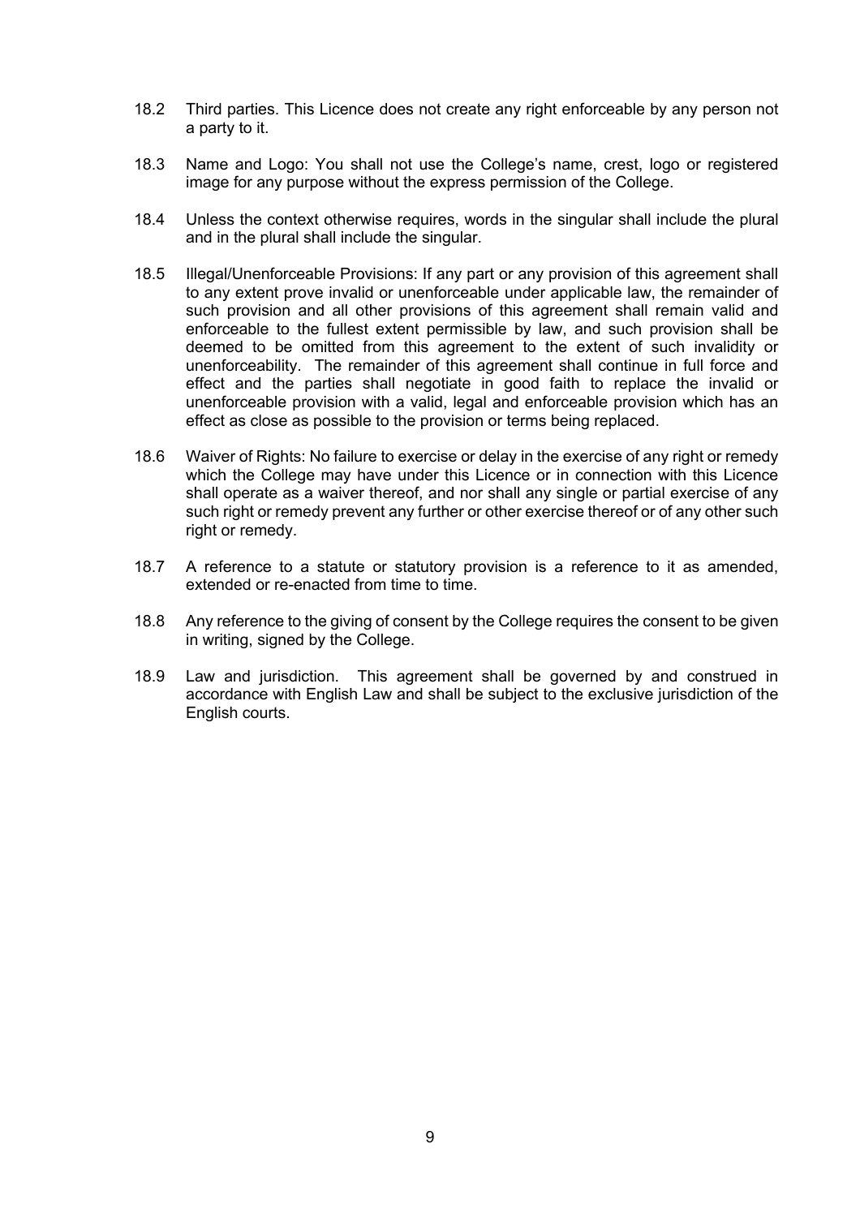18.2 Third parties. This Licence does not create any right enforceable by any person not a party to it.

18.3 Name and Logo: You shall not use the College's name, crest, logo or registered image for any purpose without the express permission of the College.

18.4 Unless the context otherwise requires, words in the singular shall include the plural and in the plural shall include the singular.

18.5 Illegal/Unenforceable Provisions: If any part or any provision of this agreement shall to any extent prove invalid or unenforceable under applicable law, the remainder of such provision and all other provisions of this agreement shall remain valid and enforceable to the fullest extent permissible by law, and such provision shall be deemed to be omitted from this agreement to the extent of such invalidity or unenforceability. The remainder of this agreement shall continue in full force and effect and the parties shall negotiate in good faith to replace the invalid or unenforceable provision with a valid, legal and enforceable provision which has an effect as close as possible to the provision or terms being replaced.

18.6 Waiver of Rights: No failure to exercise or delay in the exercise of any right or remedy which the College may have under this Licence or in connection with this Licence shall operate as a waiver thereof, and nor shall any single or partial exercise of any such right or remedy prevent any further or other exercise thereof or of any other such right or remedy.

18.7 A reference to a statute or statutory provision is a reference to it as amended, extended or re-enacted from time to time.

18.8 Any reference to the giving of consent by the College requires the consent to be given in writing, signed by the College.

18.9 Law and jurisdiction. This agreement shall be governed by and construed in accordance with English Law and shall be subject to the exclusive jurisdiction of the English courts.